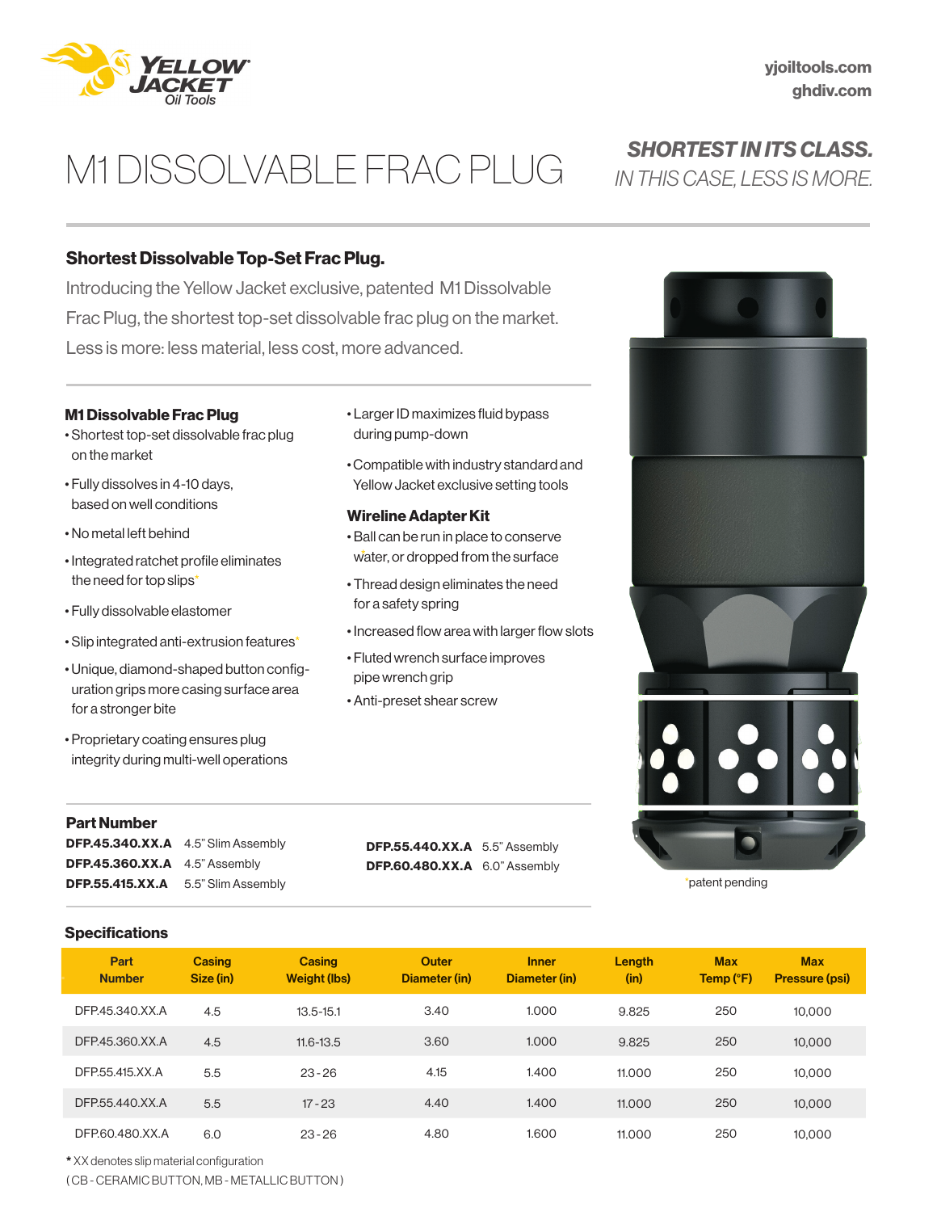# M1 DISSOLVABLE FRAC PLUG

***SHORTEST IN ITS CLASS.***
*IN THIS CASE, LESS IS MORE.*

yjoiltools.com
ghdiv.com

## Shortest Dissolvable Top-Set Frac Plug.

Introducing the Yellow Jacket exclusive, patented M1 Dissolvable Frac Plug, the shortest top-set dissolvable frac plug on the market. Less is more: less material, less cost, more advanced.

### M1 Dissolvable Frac Plug

- Shortest top-set dissolvable frac plug on the market
- Fully dissolves in 4-10 days, based on well conditions
- No metal left behind
- Integrated ratchet profile eliminates the need for top slips*
- Fully dissolvable elastomer
- Slip integrated anti-extrusion features*
- Unique, diamond-shaped button configuration grips more casing surface area for a stronger bite
- Proprietary coating ensures plug integrity during multi-well operations
- Larger ID maximizes fluid bypass during pump-down
- Compatible with industry standard and Yellow Jacket exclusive setting tools

### Wireline Adapter Kit

- Ball can be run in place to conserve water, or dropped from the surface
- Thread design eliminates the need for a safety spring
- Increased flow area with larger flow slots
- Fluted wrench surface improves pipe wrench grip
- Anti-preset shear screw

*patent pending

### Part Number

**DFP.45.340.XX.A** 4.5" Slim Assembly
**DFP.45.360.XX.A** 4.5" Assembly
**DFP.55.415.XX.A** 5.5" Slim Assembly
**DFP.55.440.XX.A** 5.5" Assembly
**DFP.60.480.XX.A** 6.0" Assembly

### Specifications

| Part Number | Casing Size (in) | Casing Weight (lbs) | Outer Diameter (in) | Inner Diameter (in) | Length (in) | Max Temp (°F) | Max Pressure (psi) |
|---|---|---|---|---|---|---|---|
| DFP.45.340.XX.A | 4.5 | 13.5-15.1 | 3.40 | 1.000 | 9.825 | 250 | 10,000 |
| DFP.45.360.XX.A | 4.5 | 11.6-13.5 | 3.60 | 1.000 | 9.825 | 250 | 10,000 |
| DFP.55.415.XX.A | 5.5 | 23 - 26 | 4.15 | 1.400 | 11.000 | 250 | 10,000 |
| DFP.55.440.XX.A | 5.5 | 17 - 23 | 4.40 | 1.400 | 11.000 | 250 | 10,000 |
| DFP.60.480.XX.A | 6.0 | 23 - 26 | 4.80 | 1.600 | 11.000 | 250 | 10,000 |

* XX denotes slip material configuration
( CB - CERAMIC BUTTON, MB - METALLIC BUTTON )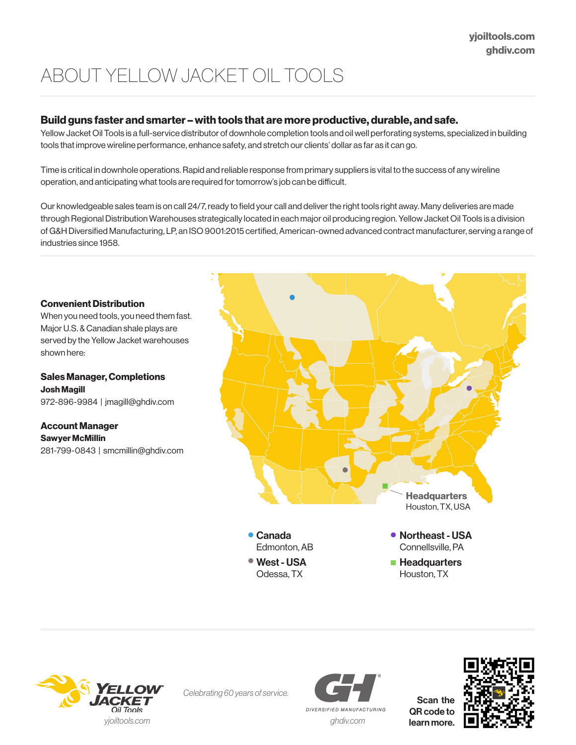yjoiltools.com
ghdiv.com

# ABOUT YELLOW JACKET OIL TOOLS

**Build guns faster and smarter – with tools that are more productive, durable, and safe.**
Yellow Jacket Oil Tools is a full-service distributor of downhole completion tools and oil well perforating systems, specialized in building tools that improve wireline performance, enhance safety, and stretch our clients' dollar as far as it can go.

Time is critical in downhole operations. Rapid and reliable response from primary suppliers is vital to the success of any wireline operation, and anticipating what tools are required for tomorrow's job can be difficult.

Our knowledgeable sales team is on call 24/7, ready to field your call and deliver the right tools right away. Many deliveries are made through Regional Distribution Warehouses strategically located in each major oil producing region. Yellow Jacket Oil Tools is a division of G&H Diversified Manufacturing, LP, an ISO 9001:2015 certified, American-owned advanced contract manufacturer, serving a range of industries since 1958.

**Convenient Distribution**
When you need tools, you need them fast. Major U.S. & Canadian shale plays are served by the Yellow Jacket warehouses shown here:

**Sales Manager, Completions**
**Josh Magill**
972-896-9984 | jmagill@ghdiv.com

**Account Manager**
**Sawyer McMillin**
281-799-0843 | smcmillin@ghdiv.com

Headquarters
Houston, TX, USA

- **Canada** – Edmonton, AB
- **West - USA** – Odessa, TX
- **Northeast - USA** – Connellsville, PA
- **Headquarters** – Houston, TX

YELLOW JACKET Oil Tools
*yjoiltools.com*

*Celebrating 60 years of service.*

GH DIVERSIFIED MANUFACTURING
*ghdiv.com*

Scan the QR code to learn more.